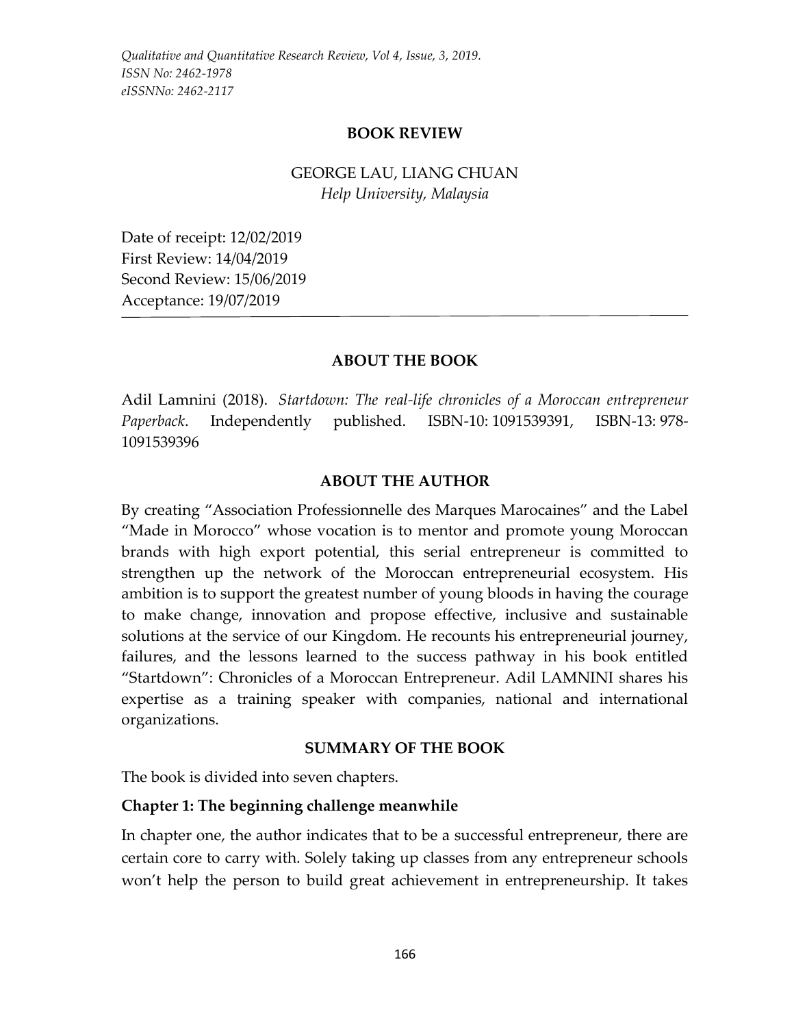**BOOK REVIEW**

GEORGE LAU, LIANG CHUAN
*Help University, Malaysia*

Date of receipt: 12/02/2019
First Review: 14/04/2019
Second Review: 15/06/2019
Acceptance: 19/07/2019

---

## ABOUT THE BOOK

Adil Lamnini (2018). *Startdown: The real-life chronicles of a Moroccan entrepreneur Paperback*. Independently published. ISBN-10: 1091539391, ISBN-13: 978-1091539396

## ABOUT THE AUTHOR

By creating "Association Professionnelle des Marques Marocaines" and the Label "Made in Morocco" whose vocation is to mentor and promote young Moroccan brands with high export potential, this serial entrepreneur is committed to strengthen up the network of the Moroccan entrepreneurial ecosystem. His ambition is to support the greatest number of young bloods in having the courage to make change, innovation and propose effective, inclusive and sustainable solutions at the service of our Kingdom. He recounts his entrepreneurial journey, failures, and the lessons learned to the success pathway in his book entitled "Startdown": Chronicles of a Moroccan Entrepreneur. Adil LAMNINI shares his expertise as a training speaker with companies, national and international organizations.

## SUMMARY OF THE BOOK

The book is divided into seven chapters.

### Chapter 1: The beginning challenge meanwhile

In chapter one, the author indicates that to be a successful entrepreneur, there are certain core to carry with. Solely taking up classes from any entrepreneur schools won't help the person to build great achievement in entrepreneurship. It takes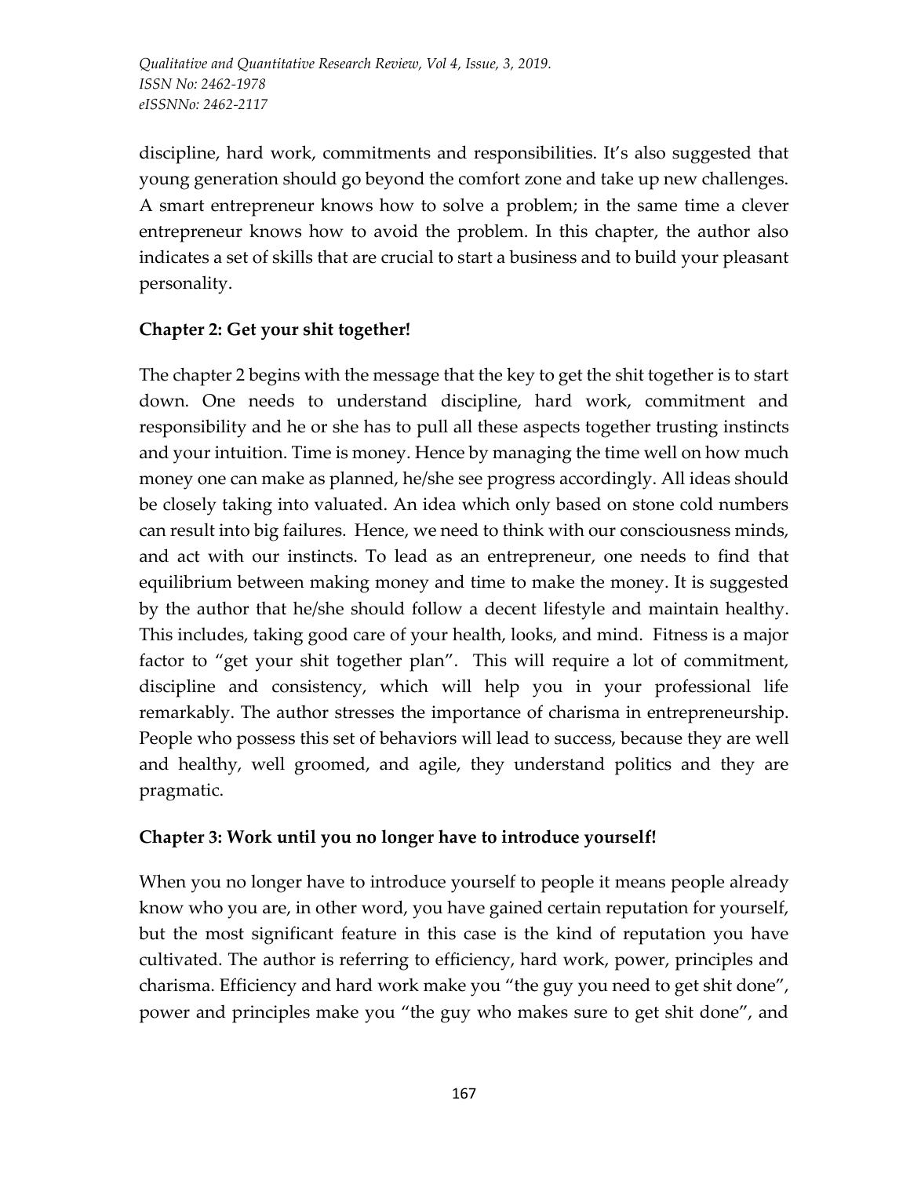discipline, hard work, commitments and responsibilities. It's also suggested that young generation should go beyond the comfort zone and take up new challenges. A smart entrepreneur knows how to solve a problem; in the same time a clever entrepreneur knows how to avoid the problem. In this chapter, the author also indicates a set of skills that are crucial to start a business and to build your pleasant personality.

**Chapter 2: Get your shit together!**

The chapter 2 begins with the message that the key to get the shit together is to start down. One needs to understand discipline, hard work, commitment and responsibility and he or she has to pull all these aspects together trusting instincts and your intuition. Time is money. Hence by managing the time well on how much money one can make as planned, he/she see progress accordingly. All ideas should be closely taking into valuated. An idea which only based on stone cold numbers can result into big failures. Hence, we need to think with our consciousness minds, and act with our instincts. To lead as an entrepreneur, one needs to find that equilibrium between making money and time to make the money. It is suggested by the author that he/she should follow a decent lifestyle and maintain healthy. This includes, taking good care of your health, looks, and mind. Fitness is a major factor to "get your shit together plan". This will require a lot of commitment, discipline and consistency, which will help you in your professional life remarkably. The author stresses the importance of charisma in entrepreneurship. People who possess this set of behaviors will lead to success, because they are well and healthy, well groomed, and agile, they understand politics and they are pragmatic.

**Chapter 3: Work until you no longer have to introduce yourself!**

When you no longer have to introduce yourself to people it means people already know who you are, in other word, you have gained certain reputation for yourself, but the most significant feature in this case is the kind of reputation you have cultivated. The author is referring to efficiency, hard work, power, principles and charisma. Efficiency and hard work make you "the guy you need to get shit done", power and principles make you "the guy who makes sure to get shit done", and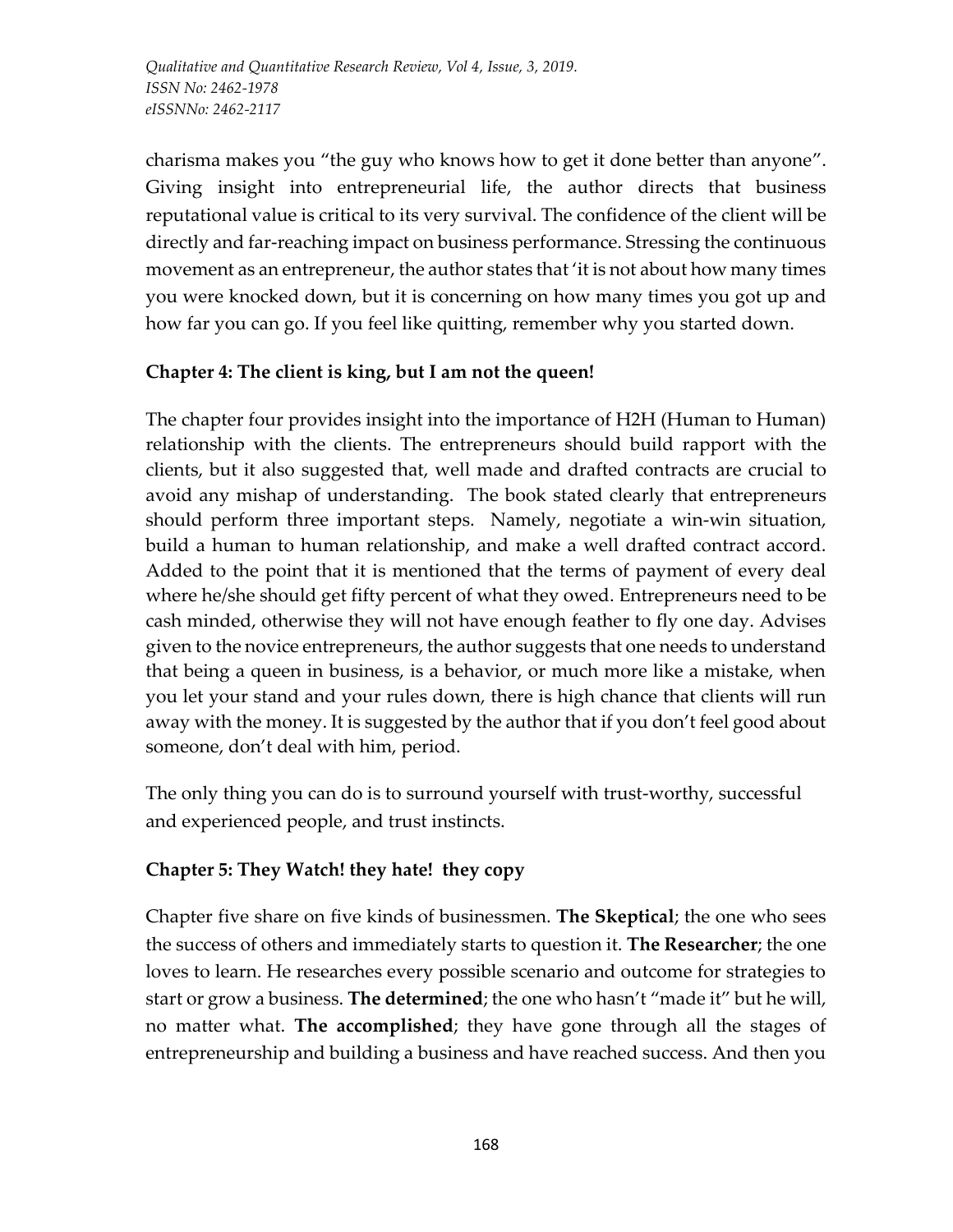charisma makes you "the guy who knows how to get it done better than anyone". Giving insight into entrepreneurial life, the author directs that business reputational value is critical to its very survival. The confidence of the client will be directly and far-reaching impact on business performance. Stressing the continuous movement as an entrepreneur, the author states that 'it is not about how many times you were knocked down, but it is concerning on how many times you got up and how far you can go. If you feel like quitting, remember why you started down.

**Chapter 4: The client is king, but I am not the queen!**

The chapter four provides insight into the importance of H2H (Human to Human) relationship with the clients. The entrepreneurs should build rapport with the clients, but it also suggested that, well made and drafted contracts are crucial to avoid any mishap of understanding. The book stated clearly that entrepreneurs should perform three important steps. Namely, negotiate a win-win situation, build a human to human relationship, and make a well drafted contract accord. Added to the point that it is mentioned that the terms of payment of every deal where he/she should get fifty percent of what they owed. Entrepreneurs need to be cash minded, otherwise they will not have enough feather to fly one day. Advises given to the novice entrepreneurs, the author suggests that one needs to understand that being a queen in business, is a behavior, or much more like a mistake, when you let your stand and your rules down, there is high chance that clients will run away with the money. It is suggested by the author that if you don't feel good about someone, don't deal with him, period.

The only thing you can do is to surround yourself with trust-worthy, successful and experienced people, and trust instincts.

**Chapter 5: They Watch! they hate! they copy**

Chapter five share on five kinds of businessmen. **The Skeptical**; the one who sees the success of others and immediately starts to question it. **The Researcher**; the one loves to learn. He researches every possible scenario and outcome for strategies to start or grow a business. **The determined**; the one who hasn't "made it" but he will, no matter what. **The accomplished**; they have gone through all the stages of entrepreneurship and building a business and have reached success. And then you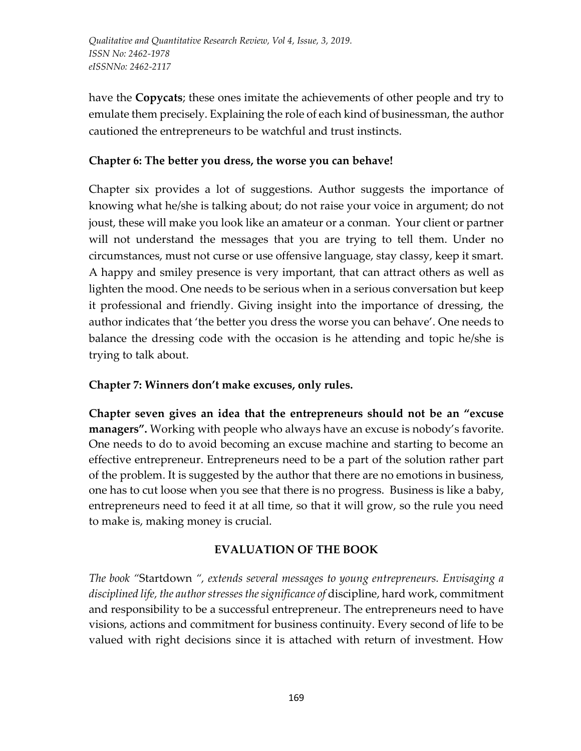have the **Copycats**; these ones imitate the achievements of other people and try to emulate them precisely. Explaining the role of each kind of businessman, the author cautioned the entrepreneurs to be watchful and trust instincts.

### Chapter 6: The better you dress, the worse you can behave!

Chapter six provides a lot of suggestions. Author suggests the importance of knowing what he/she is talking about; do not raise your voice in argument; do not joust, these will make you look like an amateur or a conman. Your client or partner will not understand the messages that you are trying to tell them. Under no circumstances, must not curse or use offensive language, stay classy, keep it smart. A happy and smiley presence is very important, that can attract others as well as lighten the mood. One needs to be serious when in a serious conversation but keep it professional and friendly. Giving insight into the importance of dressing, the author indicates that 'the better you dress the worse you can behave'. One needs to balance the dressing code with the occasion is he attending and topic he/she is trying to talk about.

### Chapter 7: Winners don't make excuses, only rules.

**Chapter seven gives an idea that the entrepreneurs should not be an "excuse managers".** Working with people who always have an excuse is nobody's favorite. One needs to do to avoid becoming an excuse machine and starting to become an effective entrepreneur. Entrepreneurs need to be a part of the solution rather part of the problem. It is suggested by the author that there are no emotions in business, one has to cut loose when you see that there is no progress. Business is like a baby, entrepreneurs need to feed it at all time, so that it will grow, so the rule you need to make is, making money is crucial.

## EVALUATION OF THE BOOK

*The book "*Startdown *", extends several messages to young entrepreneurs. Envisaging a disciplined life, the author stresses the significance of* discipline, hard work, commitment and responsibility to be a successful entrepreneur. The entrepreneurs need to have visions, actions and commitment for business continuity. Every second of life to be valued with right decisions since it is attached with return of investment. How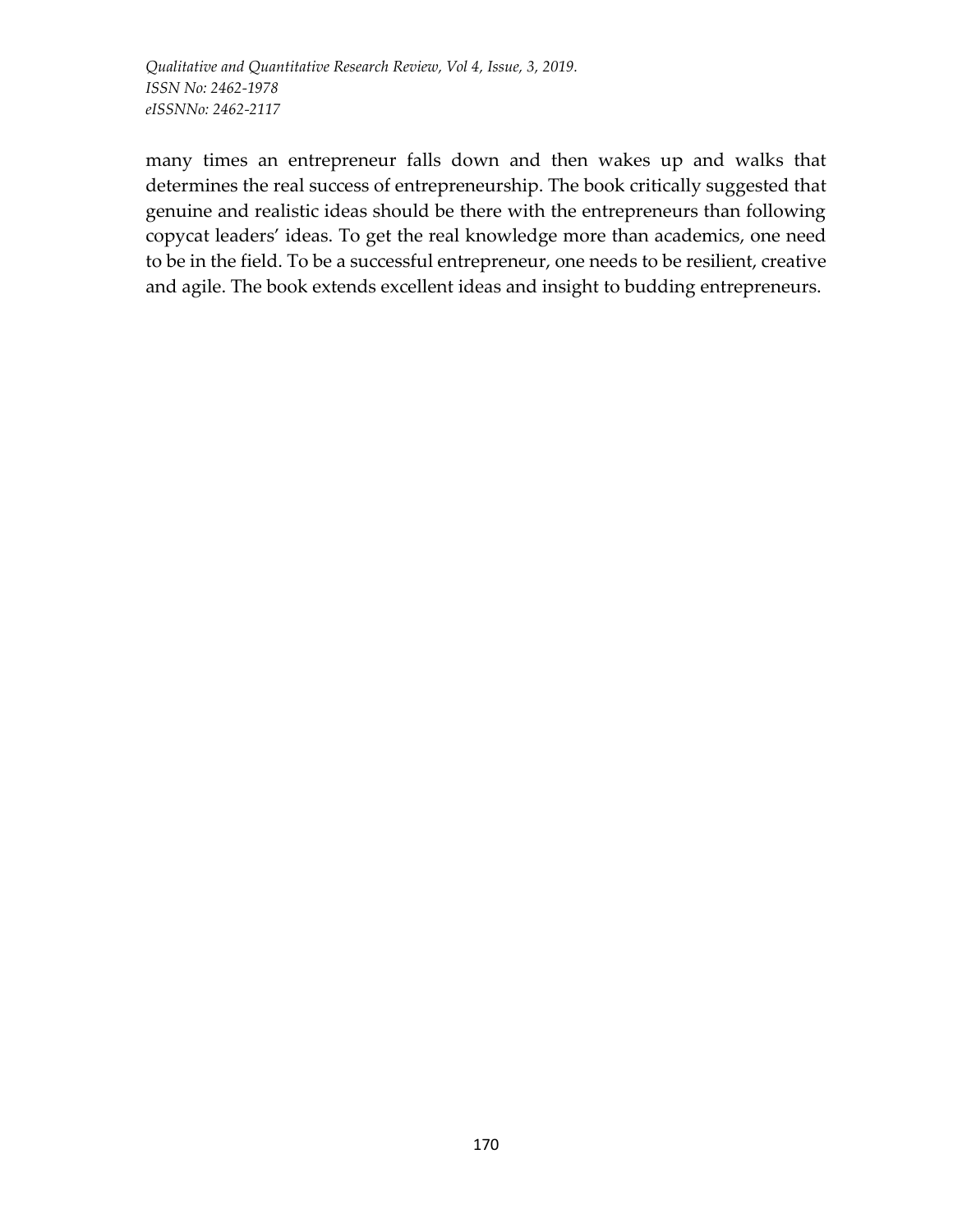many times an entrepreneur falls down and then wakes up and walks that determines the real success of entrepreneurship. The book critically suggested that genuine and realistic ideas should be there with the entrepreneurs than following copycat leaders' ideas. To get the real knowledge more than academics, one need to be in the field. To be a successful entrepreneur, one needs to be resilient, creative and agile. The book extends excellent ideas and insight to budding entrepreneurs.